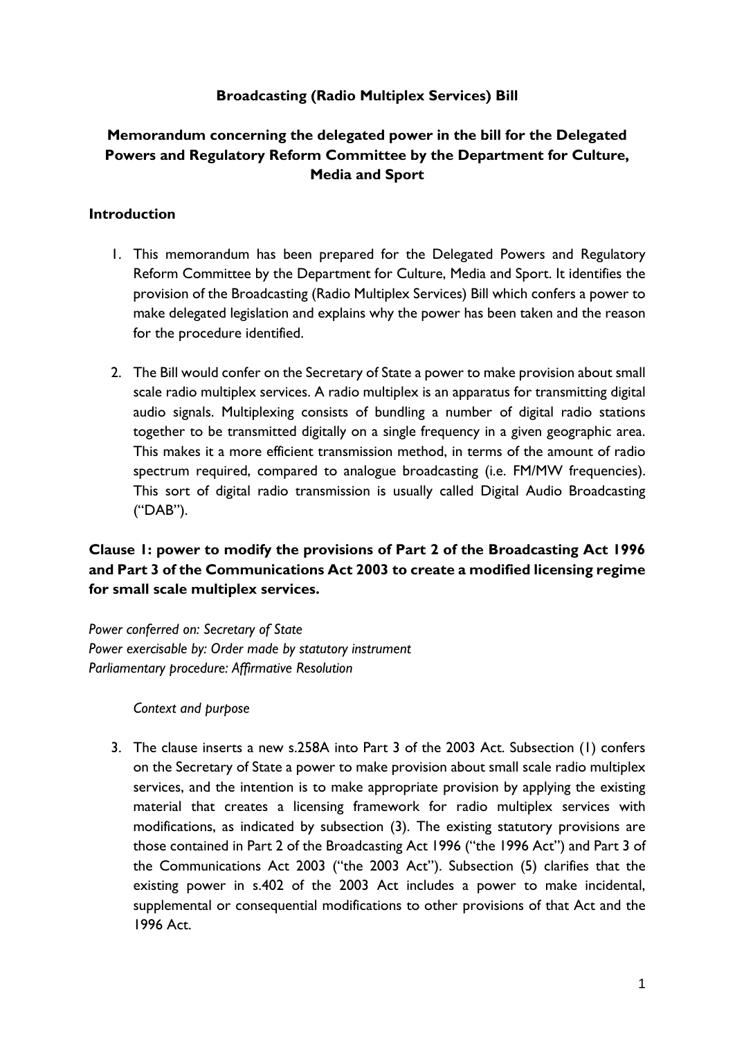**Broadcasting (Radio Multiplex Services) Bill**

**Memorandum concerning the delegated power in the bill for the Delegated Powers and Regulatory Reform Committee by the Department for Culture, Media and Sport**

**Introduction**

1. This memorandum has been prepared for the Delegated Powers and Regulatory Reform Committee by the Department for Culture, Media and Sport. It identifies the provision of the Broadcasting (Radio Multiplex Services) Bill which confers a power to make delegated legislation and explains why the power has been taken and the reason for the procedure identified.

2. The Bill would confer on the Secretary of State a power to make provision about small scale radio multiplex services. A radio multiplex is an apparatus for transmitting digital audio signals. Multiplexing consists of bundling a number of digital radio stations together to be transmitted digitally on a single frequency in a given geographic area. This makes it a more efficient transmission method, in terms of the amount of radio spectrum required, compared to analogue broadcasting (i.e. FM/MW frequencies). This sort of digital radio transmission is usually called Digital Audio Broadcasting ("DAB").

**Clause 1: power to modify the provisions of Part 2 of the Broadcasting Act 1996 and Part 3 of the Communications Act 2003 to create a modified licensing regime for small scale multiplex services.**

*Power conferred on: Secretary of State*
*Power exercisable by: Order made by statutory instrument*
*Parliamentary procedure: Affirmative Resolution*

*Context and purpose*

3. The clause inserts a new s.258A into Part 3 of the 2003 Act. Subsection (1) confers on the Secretary of State a power to make provision about small scale radio multiplex services, and the intention is to make appropriate provision by applying the existing material that creates a licensing framework for radio multiplex services with modifications, as indicated by subsection (3). The existing statutory provisions are those contained in Part 2 of the Broadcasting Act 1996 ("the 1996 Act") and Part 3 of the Communications Act 2003 ("the 2003 Act"). Subsection (5) clarifies that the existing power in s.402 of the 2003 Act includes a power to make incidental, supplemental or consequential modifications to other provisions of that Act and the 1996 Act.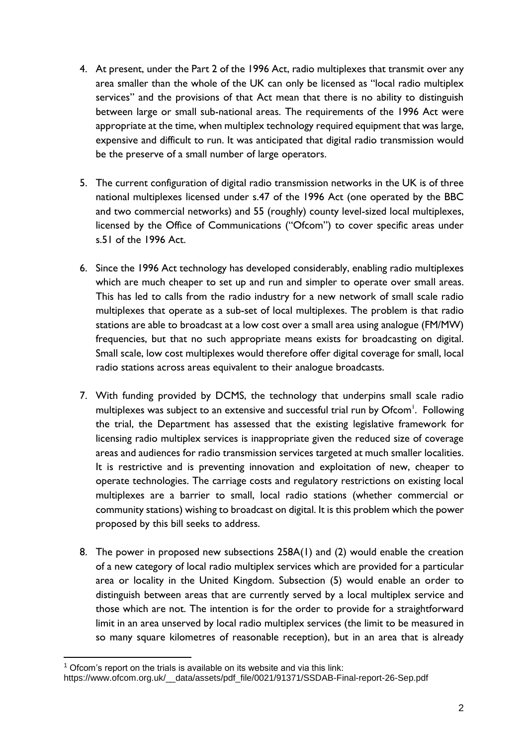4. At present, under the Part 2 of the 1996 Act, radio multiplexes that transmit over any area smaller than the whole of the UK can only be licensed as "local radio multiplex services" and the provisions of that Act mean that there is no ability to distinguish between large or small sub-national areas. The requirements of the 1996 Act were appropriate at the time, when multiplex technology required equipment that was large, expensive and difficult to run. It was anticipated that digital radio transmission would be the preserve of a small number of large operators.

5. The current configuration of digital radio transmission networks in the UK is of three national multiplexes licensed under s.47 of the 1996 Act (one operated by the BBC and two commercial networks) and 55 (roughly) county level-sized local multiplexes, licensed by the Office of Communications ("Ofcom") to cover specific areas under s.51 of the 1996 Act.

6. Since the 1996 Act technology has developed considerably, enabling radio multiplexes which are much cheaper to set up and run and simpler to operate over small areas. This has led to calls from the radio industry for a new network of small scale radio multiplexes that operate as a sub-set of local multiplexes. The problem is that radio stations are able to broadcast at a low cost over a small area using analogue (FM/MW) frequencies, but that no such appropriate means exists for broadcasting on digital. Small scale, low cost multiplexes would therefore offer digital coverage for small, local radio stations across areas equivalent to their analogue broadcasts.

7. With funding provided by DCMS, the technology that underpins small scale radio multiplexes was subject to an extensive and successful trial run by Ofcom[1]. Following the trial, the Department has assessed that the existing legislative framework for licensing radio multiplex services is inappropriate given the reduced size of coverage areas and audiences for radio transmission services targeted at much smaller localities. It is restrictive and is preventing innovation and exploitation of new, cheaper to operate technologies. The carriage costs and regulatory restrictions on existing local multiplexes are a barrier to small, local radio stations (whether commercial or community stations) wishing to broadcast on digital. It is this problem which the power proposed by this bill seeks to address.

8. The power in proposed new subsections 258A(1) and (2) would enable the creation of a new category of local radio multiplex services which are provided for a particular area or locality in the United Kingdom. Subsection (5) would enable an order to distinguish between areas that are currently served by a local multiplex service and those which are not. The intention is for the order to provide for a straightforward limit in an area unserved by local radio multiplex services (the limit to be measured in so many square kilometres of reasonable reception), but in an area that is already

[1] Ofcom's report on the trials is available on its website and via this link: https://www.ofcom.org.uk/__data/assets/pdf_file/0021/91371/SSDAB-Final-report-26-Sep.pdf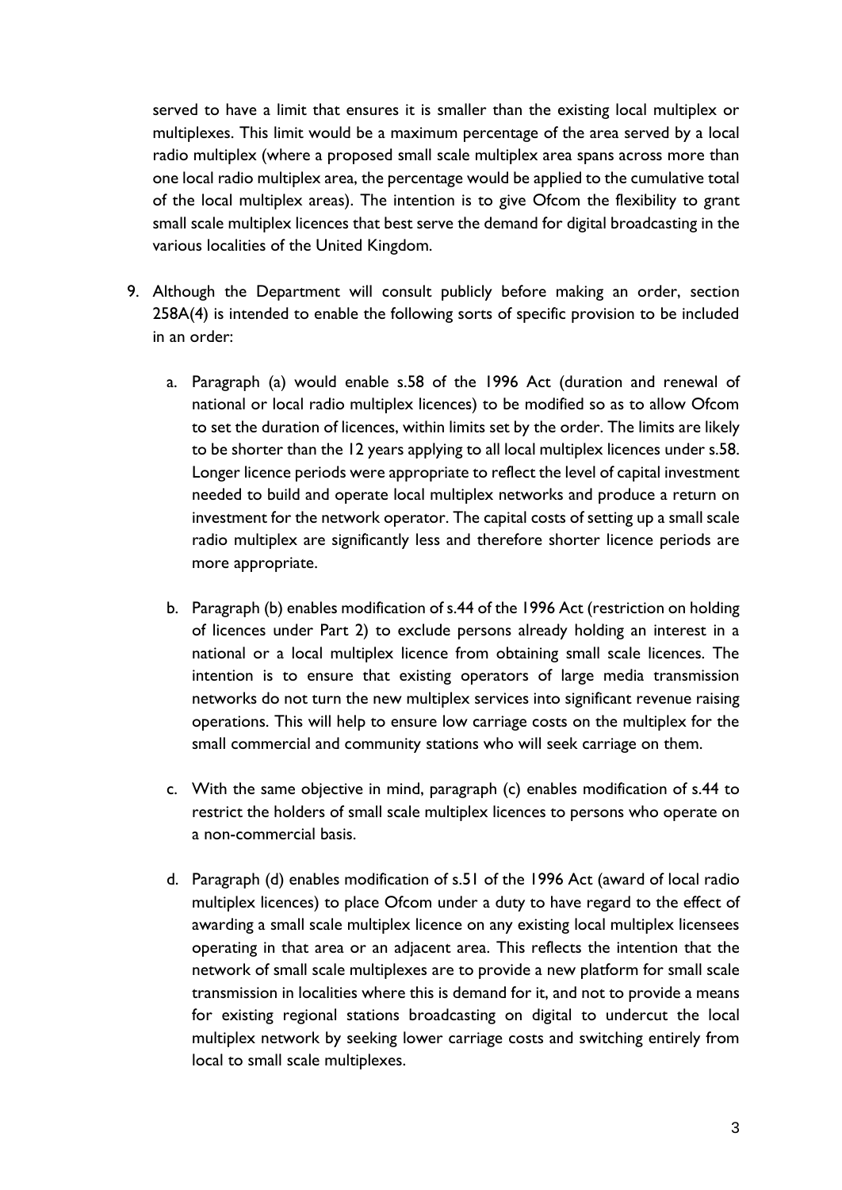served to have a limit that ensures it is smaller than the existing local multiplex or multiplexes. This limit would be a maximum percentage of the area served by a local radio multiplex (where a proposed small scale multiplex area spans across more than one local radio multiplex area, the percentage would be applied to the cumulative total of the local multiplex areas). The intention is to give Ofcom the flexibility to grant small scale multiplex licences that best serve the demand for digital broadcasting in the various localities of the United Kingdom.

9. Although the Department will consult publicly before making an order, section 258A(4) is intended to enable the following sorts of specific provision to be included in an order:

   a. Paragraph (a) would enable s.58 of the 1996 Act (duration and renewal of national or local radio multiplex licences) to be modified so as to allow Ofcom to set the duration of licences, within limits set by the order. The limits are likely to be shorter than the 12 years applying to all local multiplex licences under s.58. Longer licence periods were appropriate to reflect the level of capital investment needed to build and operate local multiplex networks and produce a return on investment for the network operator. The capital costs of setting up a small scale radio multiplex are significantly less and therefore shorter licence periods are more appropriate.

   b. Paragraph (b) enables modification of s.44 of the 1996 Act (restriction on holding of licences under Part 2) to exclude persons already holding an interest in a national or a local multiplex licence from obtaining small scale licences. The intention is to ensure that existing operators of large media transmission networks do not turn the new multiplex services into significant revenue raising operations. This will help to ensure low carriage costs on the multiplex for the small commercial and community stations who will seek carriage on them.

   c. With the same objective in mind, paragraph (c) enables modification of s.44 to restrict the holders of small scale multiplex licences to persons who operate on a non-commercial basis.

   d. Paragraph (d) enables modification of s.51 of the 1996 Act (award of local radio multiplex licences) to place Ofcom under a duty to have regard to the effect of awarding a small scale multiplex licence on any existing local multiplex licensees operating in that area or an adjacent area. This reflects the intention that the network of small scale multiplexes are to provide a new platform for small scale transmission in localities where this is demand for it, and not to provide a means for existing regional stations broadcasting on digital to undercut the local multiplex network by seeking lower carriage costs and switching entirely from local to small scale multiplexes.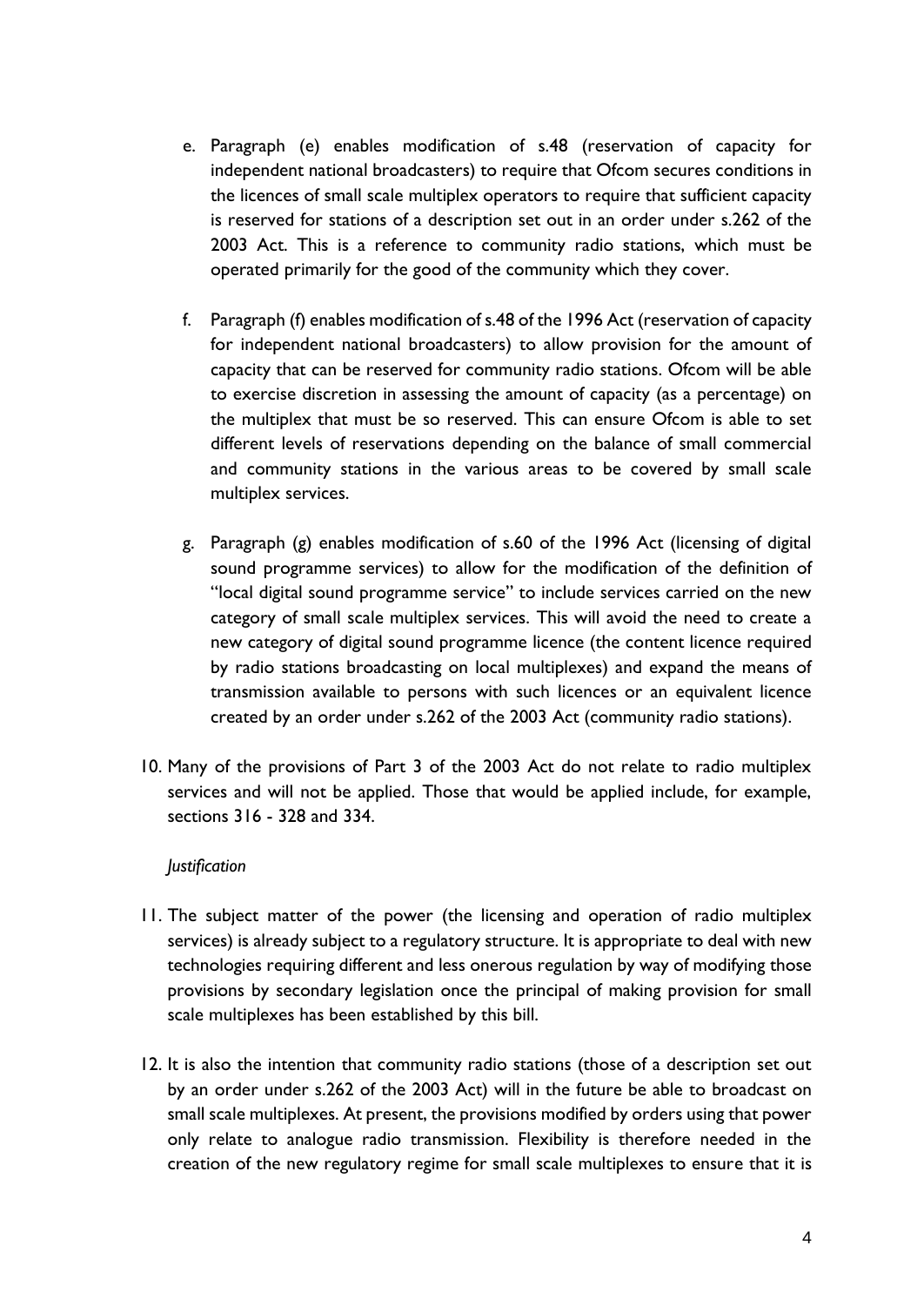e. Paragraph (e) enables modification of s.48 (reservation of capacity for independent national broadcasters) to require that Ofcom secures conditions in the licences of small scale multiplex operators to require that sufficient capacity is reserved for stations of a description set out in an order under s.262 of the 2003 Act. This is a reference to community radio stations, which must be operated primarily for the good of the community which they cover.

f. Paragraph (f) enables modification of s.48 of the 1996 Act (reservation of capacity for independent national broadcasters) to allow provision for the amount of capacity that can be reserved for community radio stations. Ofcom will be able to exercise discretion in assessing the amount of capacity (as a percentage) on the multiplex that must be so reserved. This can ensure Ofcom is able to set different levels of reservations depending on the balance of small commercial and community stations in the various areas to be covered by small scale multiplex services.

g. Paragraph (g) enables modification of s.60 of the 1996 Act (licensing of digital sound programme services) to allow for the modification of the definition of "local digital sound programme service" to include services carried on the new category of small scale multiplex services. This will avoid the need to create a new category of digital sound programme licence (the content licence required by radio stations broadcasting on local multiplexes) and expand the means of transmission available to persons with such licences or an equivalent licence created by an order under s.262 of the 2003 Act (community radio stations).

10. Many of the provisions of Part 3 of the 2003 Act do not relate to radio multiplex services and will not be applied. Those that would be applied include, for example, sections 316 - 328 and 334.

*Justification*

11. The subject matter of the power (the licensing and operation of radio multiplex services) is already subject to a regulatory structure. It is appropriate to deal with new technologies requiring different and less onerous regulation by way of modifying those provisions by secondary legislation once the principal of making provision for small scale multiplexes has been established by this bill.

12. It is also the intention that community radio stations (those of a description set out by an order under s.262 of the 2003 Act) will in the future be able to broadcast on small scale multiplexes. At present, the provisions modified by orders using that power only relate to analogue radio transmission. Flexibility is therefore needed in the creation of the new regulatory regime for small scale multiplexes to ensure that it is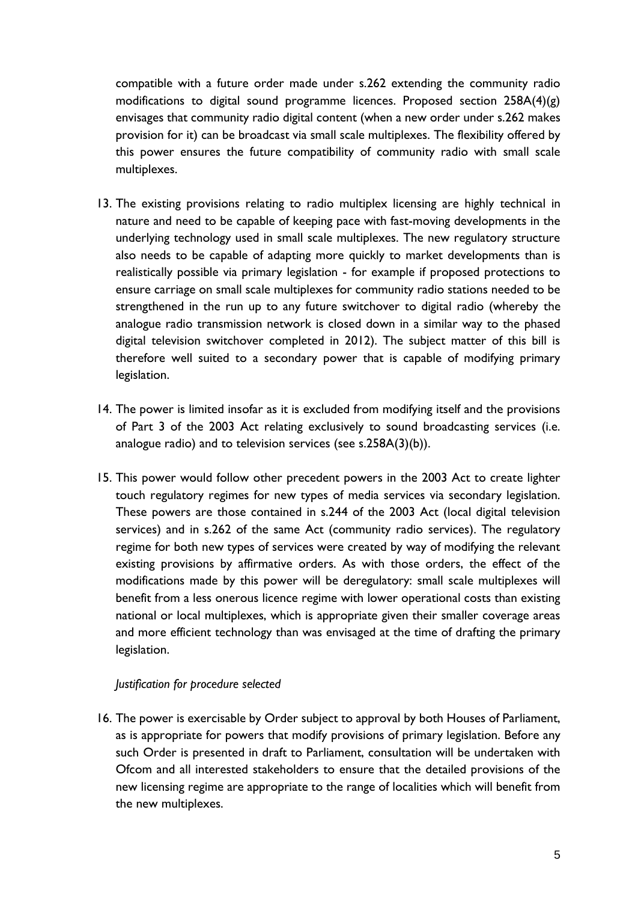compatible with a future order made under s.262 extending the community radio modifications to digital sound programme licences. Proposed section 258A(4)(g) envisages that community radio digital content (when a new order under s.262 makes provision for it) can be broadcast via small scale multiplexes. The flexibility offered by this power ensures the future compatibility of community radio with small scale multiplexes.

13. The existing provisions relating to radio multiplex licensing are highly technical in nature and need to be capable of keeping pace with fast-moving developments in the underlying technology used in small scale multiplexes. The new regulatory structure also needs to be capable of adapting more quickly to market developments than is realistically possible via primary legislation - for example if proposed protections to ensure carriage on small scale multiplexes for community radio stations needed to be strengthened in the run up to any future switchover to digital radio (whereby the analogue radio transmission network is closed down in a similar way to the phased digital television switchover completed in 2012). The subject matter of this bill is therefore well suited to a secondary power that is capable of modifying primary legislation.

14. The power is limited insofar as it is excluded from modifying itself and the provisions of Part 3 of the 2003 Act relating exclusively to sound broadcasting services (i.e. analogue radio) and to television services (see s.258A(3)(b)).

15. This power would follow other precedent powers in the 2003 Act to create lighter touch regulatory regimes for new types of media services via secondary legislation. These powers are those contained in s.244 of the 2003 Act (local digital television services) and in s.262 of the same Act (community radio services). The regulatory regime for both new types of services were created by way of modifying the relevant existing provisions by affirmative orders. As with those orders, the effect of the modifications made by this power will be deregulatory: small scale multiplexes will benefit from a less onerous licence regime with lower operational costs than existing national or local multiplexes, which is appropriate given their smaller coverage areas and more efficient technology than was envisaged at the time of drafting the primary legislation.

*Justification for procedure selected*

16. The power is exercisable by Order subject to approval by both Houses of Parliament, as is appropriate for powers that modify provisions of primary legislation. Before any such Order is presented in draft to Parliament, consultation will be undertaken with Ofcom and all interested stakeholders to ensure that the detailed provisions of the new licensing regime are appropriate to the range of localities which will benefit from the new multiplexes.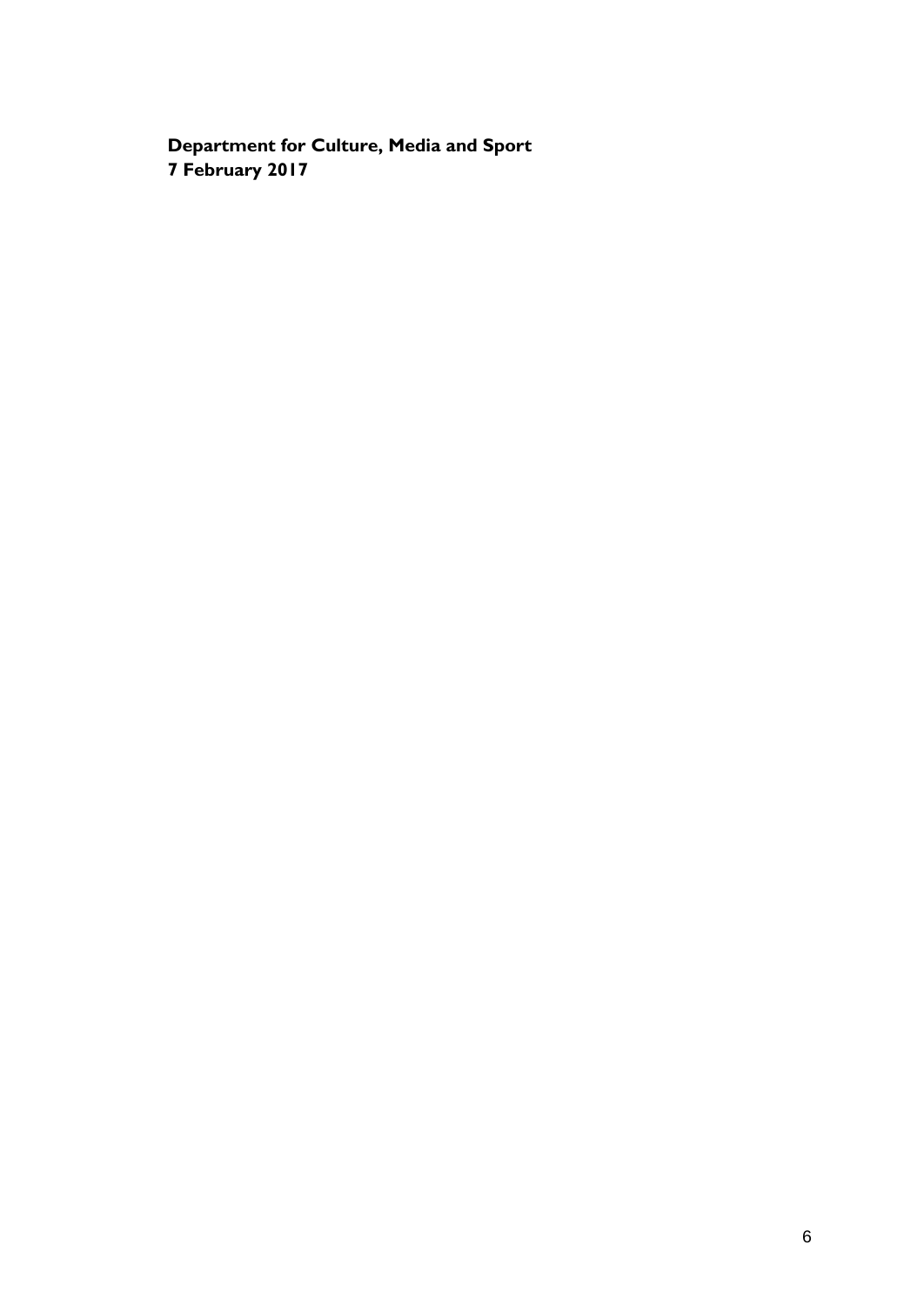**Department for Culture, Media and Sport**
**7 February 2017**